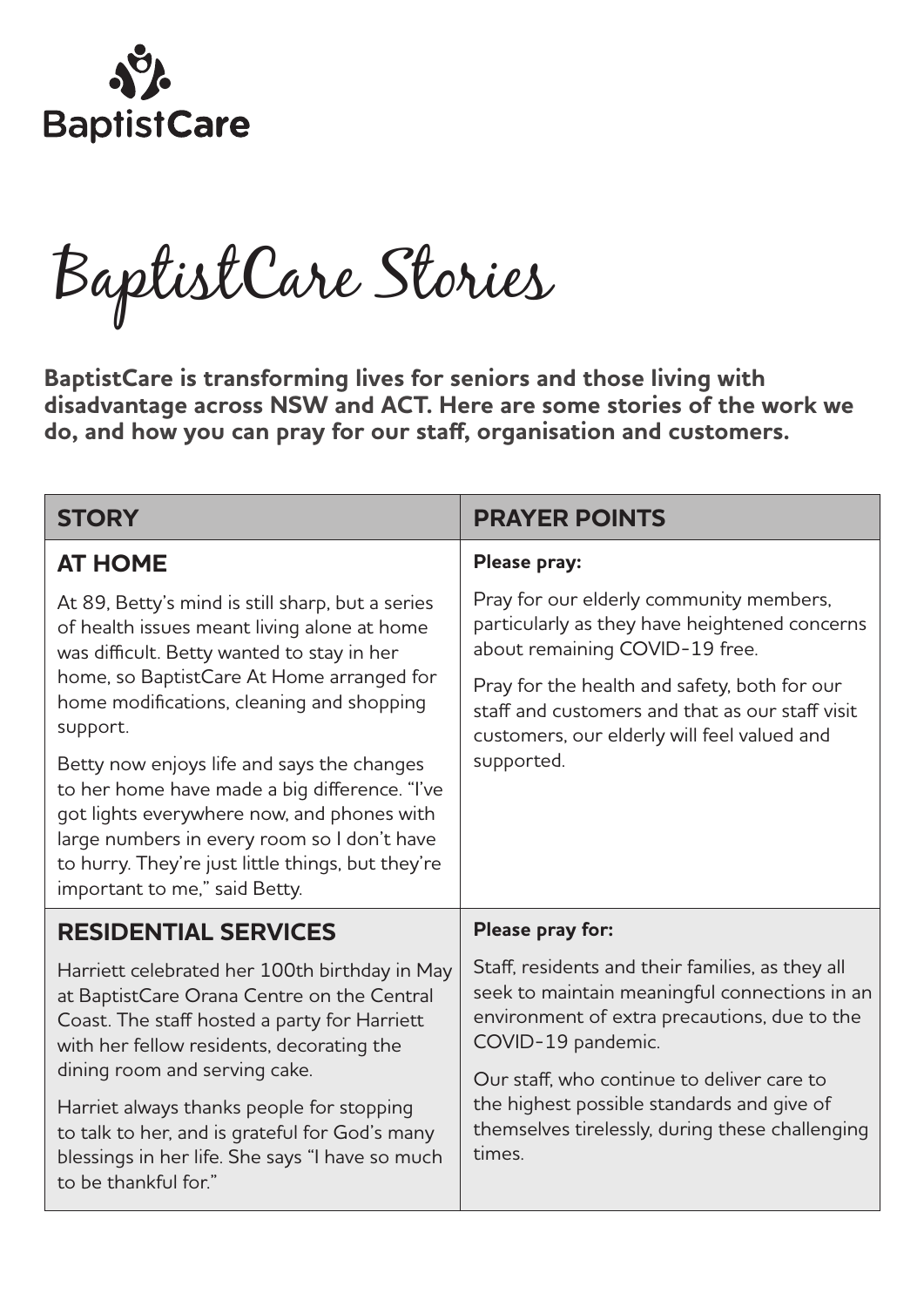BaptistCare

# BaptistCare Stories

**BaptistCare is transforming lives for seniors and those living with disadvantage across NSW and ACT. Here are some stories of the work we do, and how you can pray for our staff, organisation and customers.**

| STORY | PRAYER POINTS |
| --- | --- |
| **AT HOME**<br><br>At 89, Betty's mind is still sharp, but a series of health issues meant living alone at home was difficult. Betty wanted to stay in her home, so BaptistCare At Home arranged for home modifications, cleaning and shopping support.<br><br>Betty now enjoys life and says the changes to her home have made a big difference. "I've got lights everywhere now, and phones with large numbers in every room so I don't have to hurry. They're just little things, but they're important to me," said Betty. | **Please pray:**<br><br>Pray for our elderly community members, particularly as they have heightened concerns about remaining COVID-19 free.<br><br>Pray for the health and safety, both for our staff and customers and that as our staff visit customers, our elderly will feel valued and supported. |
| **RESIDENTIAL SERVICES**<br><br>Harriett celebrated her 100th birthday in May at BaptistCare Orana Centre on the Central Coast. The staff hosted a party for Harriett with her fellow residents, decorating the dining room and serving cake.<br><br>Harriet always thanks people for stopping to talk to her, and is grateful for God's many blessings in her life. She says "I have so much to be thankful for." | **Please pray for:**<br><br>Staff, residents and their families, as they all seek to maintain meaningful connections in an environment of extra precautions, due to the COVID-19 pandemic.<br><br>Our staff, who continue to deliver care to the highest possible standards and give of themselves tirelessly, during these challenging times. |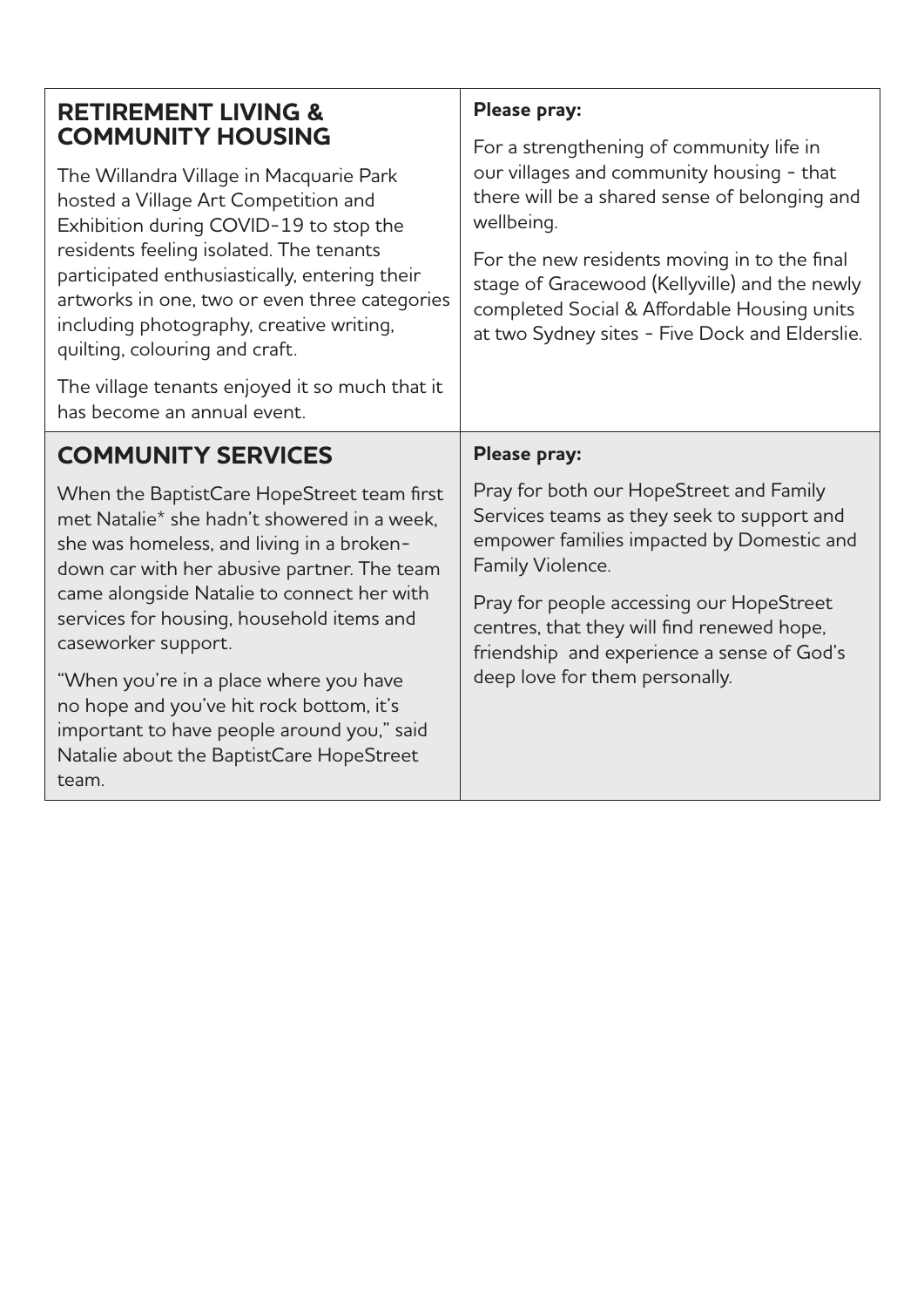## RETIREMENT LIVING & COMMUNITY HOUSING

The Willandra Village in Macquarie Park hosted a Village Art Competition and Exhibition during COVID-19 to stop the residents feeling isolated. The tenants participated enthusiastically, entering their artworks in one, two or even three categories including photography, creative writing, quilting, colouring and craft.

The village tenants enjoyed it so much that it has become an annual event.

**Please pray:**

For a strengthening of community life in our villages and community housing - that there will be a shared sense of belonging and wellbeing.

For the new residents moving in to the final stage of Gracewood (Kellyville) and the newly completed Social & Affordable Housing units at two Sydney sites - Five Dock and Elderslie.

## COMMUNITY SERVICES

When the BaptistCare HopeStreet team first met Natalie* she hadn't showered in a week, she was homeless, and living in a broken-down car with her abusive partner. The team came alongside Natalie to connect her with services for housing, household items and caseworker support.

"When you're in a place where you have no hope and you've hit rock bottom, it's important to have people around you," said Natalie about the BaptistCare HopeStreet team.

**Please pray:**

Pray for both our HopeStreet and Family Services teams as they seek to support and empower families impacted by Domestic and Family Violence.

Pray for people accessing our HopeStreet centres, that they will find renewed hope, friendship and experience a sense of God's deep love for them personally.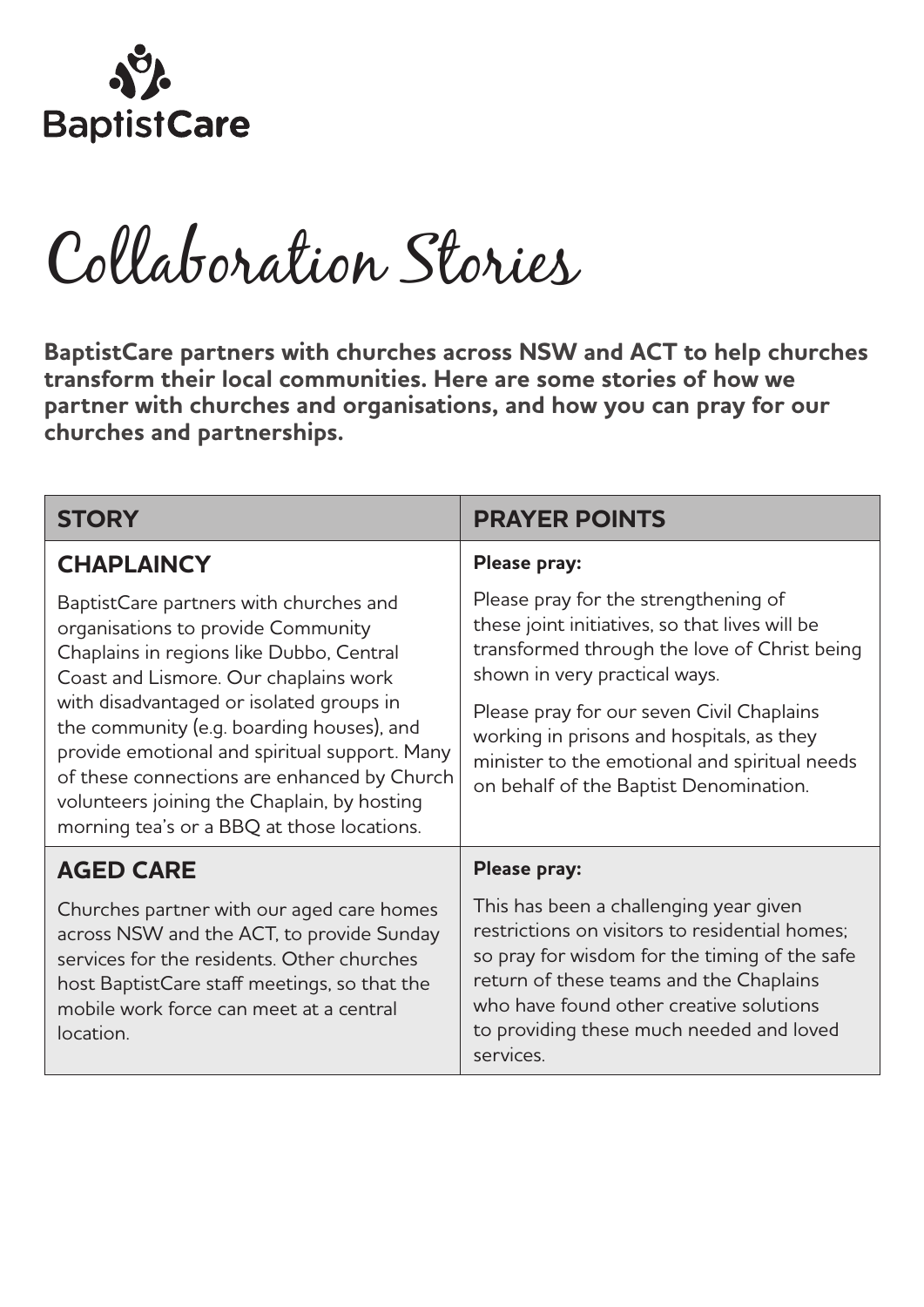BaptistCare

# Collaboration Stories

**BaptistCare partners with churches across NSW and ACT to help churches transform their local communities. Here are some stories of how we partner with churches and organisations, and how you can pray for our churches and partnerships.**

| STORY | PRAYER POINTS |
|---|---|
| **CHAPLAINCY**<br><br>BaptistCare partners with churches and organisations to provide Community Chaplains in regions like Dubbo, Central Coast and Lismore. Our chaplains work with disadvantaged or isolated groups in the community (e.g. boarding houses), and provide emotional and spiritual support. Many of these connections are enhanced by Church volunteers joining the Chaplain, by hosting morning tea's or a BBQ at those locations. | **Please pray:**<br><br>Please pray for the strengthening of these joint initiatives, so that lives will be transformed through the love of Christ being shown in very practical ways.<br><br>Please pray for our seven Civil Chaplains working in prisons and hospitals, as they minister to the emotional and spiritual needs on behalf of the Baptist Denomination. |
| **AGED CARE**<br><br>Churches partner with our aged care homes across NSW and the ACT, to provide Sunday services for the residents. Other churches host BaptistCare staff meetings, so that the mobile work force can meet at a central location. | **Please pray:**<br><br>This has been a challenging year given restrictions on visitors to residential homes; so pray for wisdom for the timing of the safe return of these teams and the Chaplains who have found other creative solutions to providing these much needed and loved services. |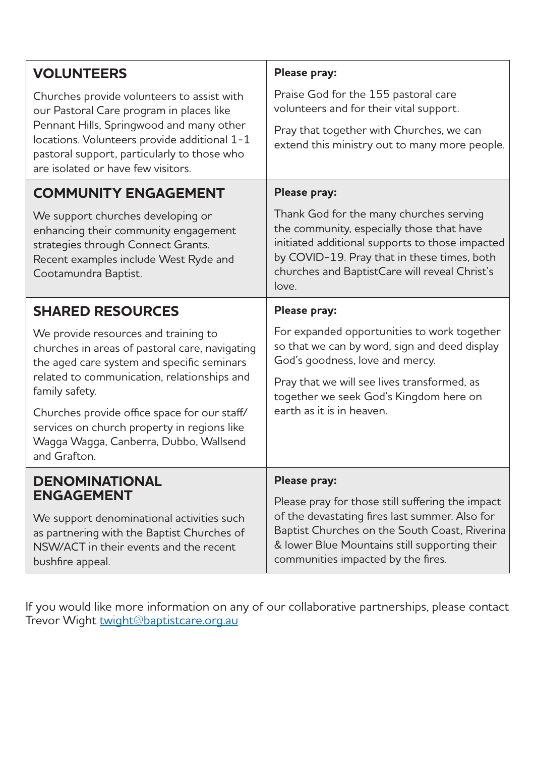| | |
|---|---|
| **VOLUNTEERS**<br><br>Churches provide volunteers to assist with our Pastoral Care program in places like Pennant Hills, Springwood and many other locations. Volunteers provide additional 1-1 pastoral support, particularly to those who are isolated or have few visitors. | **Please pray:**<br><br>Praise God for the 155 pastoral care volunteers and for their vital support.<br><br>Pray that together with Churches, we can extend this ministry out to many more people. |
| **COMMUNITY ENGAGEMENT**<br><br>We support churches developing or enhancing their community engagement strategies through Connect Grants. Recent examples include West Ryde and Cootamundra Baptist. | **Please pray:**<br><br>Thank God for the many churches serving the community, especially those that have initiated additional supports to those impacted by COVID-19. Pray that in these times, both churches and BaptistCare will reveal Christ's love. |
| **SHARED RESOURCES**<br><br>We provide resources and training to churches in areas of pastoral care, navigating the aged care system and specific seminars related to communication, relationships and family safety.<br><br>Churches provide office space for our staff/services on church property in regions like Wagga Wagga, Canberra, Dubbo, Wallsend and Grafton. | **Please pray:**<br><br>For expanded opportunities to work together so that we can by word, sign and deed display God's goodness, love and mercy.<br><br>Pray that we will see lives transformed, as together we seek God's Kingdom here on earth as it is in heaven. |
| **DENOMINATIONAL ENGAGEMENT**<br><br>We support denominational activities such as partnering with the Baptist Churches of NSW/ACT in their events and the recent bushfire appeal. | **Please pray:**<br><br>Please pray for those still suffering the impact of the devastating fires last summer. Also for Baptist Churches on the South Coast, Riverina & lower Blue Mountains still supporting their communities impacted by the fires. |

If you would like more information on any of our collaborative partnerships, please contact Trevor Wight twight@baptistcare.org.au